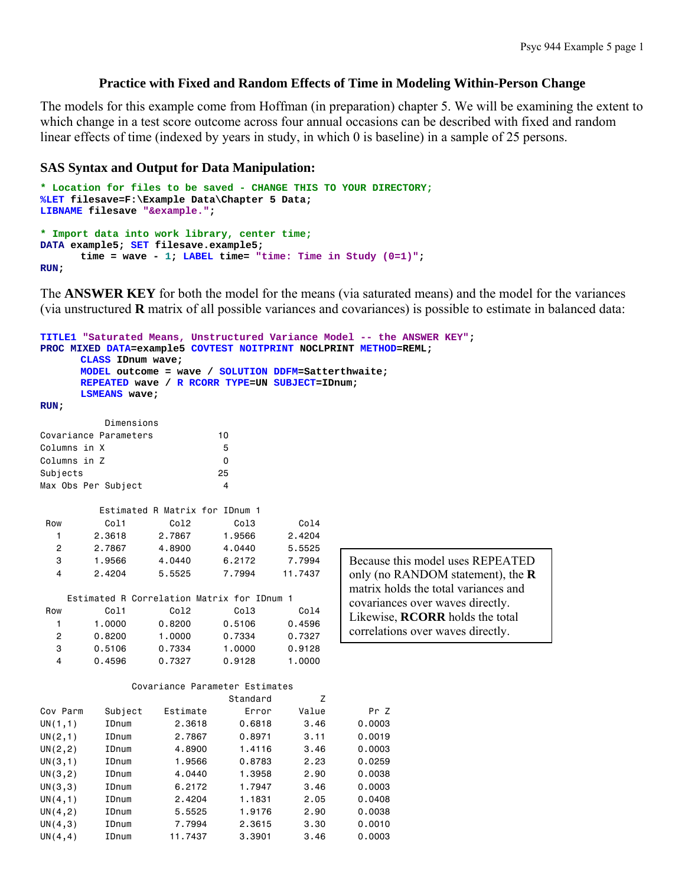## Practice with Fixed and Random Effects of Time in Modeling Within-Person Change

The models for this example come from Hoffman (in preparation) chapter 5. We will be examining the extent to which change in a test score outcome across four annual occasions can be described with fixed and random linear effects of time (indexed by years in study, in which 0 is baseline) in a sample of 25 persons.

### SAS Syntax and Output for Data Manipulation:

```
* Location for files to be saved - CHANGE THIS TO YOUR DIRECTORY;
%LET filesave=F:\Example Data\Chapter 5 Data;
LIBNAME filesave "&example.";

* Import data into work library, center time;
DATA example5; SET filesave.example5;
      time = wave - 1; LABEL time= "time: Time in Study (0=1)";
RUN;
```

The **ANSWER KEY** for both the model for the means (via saturated means) and the model for the variances (via unstructured **R** matrix of all possible variances and covariances) is possible to estimate in balanced data:

```
TITLE1 "Saturated Means, Unstructured Variance Model -- the ANSWER KEY";
PROC MIXED DATA=example5 COVTEST NOITPRINT NOCLPRINT METHOD=REML;
      CLASS IDnum wave;
      MODEL outcome = wave / SOLUTION DDFM=Satterthwaite;
      REPEATED wave / R RCORR TYPE=UN SUBJECT=IDnum;
      LSMEANS wave;
RUN;
```

```
            Dimensions
Covariance Parameters          10
Columns in X                    5
Columns in Z                    0
Subjects                       25
Max Obs Per Subject             4

          Estimated R Matrix for IDnum 1
 Row        Col1        Col2        Col3        Col4
   1      2.3618      2.7867      1.9566      2.4204
   2      2.7867      4.8900      4.0440      5.5525
   3      1.9566      4.0440      6.2172      7.7994
   4      2.4204      5.5525      7.7994     11.7437

     Estimated R Correlation Matrix for IDnum 1
 Row        Col1        Col2        Col3        Col4
   1      1.0000      0.8200      0.5106      0.4596
   2      0.8200      1.0000      0.7334      0.7327
   3      0.5106      0.7334      1.0000      0.9128
   4      0.4596      0.7327      0.9128      1.0000
```

Because this model uses REPEATED only (no RANDOM statement), the **R** matrix holds the total variances and covariances over waves directly. Likewise, **RCORR** holds the total correlations over waves directly.

```
                 Covariance Parameter Estimates
                                  Standard         Z
Cov Parm     Subject    Estimate       Error     Value        Pr Z
UN(1,1)      IDnum        2.3618      0.6818      3.46      0.0003
UN(2,1)      IDnum        2.7867      0.8971      3.11      0.0019
UN(2,2)      IDnum        4.8900      1.4116      3.46      0.0003
UN(3,1)      IDnum        1.9566      0.8783      2.23      0.0259
UN(3,2)      IDnum        4.0440      1.3958      2.90      0.0038
UN(3,3)      IDnum        6.2172      1.7947      3.46      0.0003
UN(4,1)      IDnum        2.4204      1.1831      2.05      0.0408
UN(4,2)      IDnum        5.5525      1.9176      2.90      0.0038
UN(4,3)      IDnum        7.7994      2.3615      3.30      0.0010
UN(4,4)      IDnum       11.7437      3.3901      3.46      0.0003
```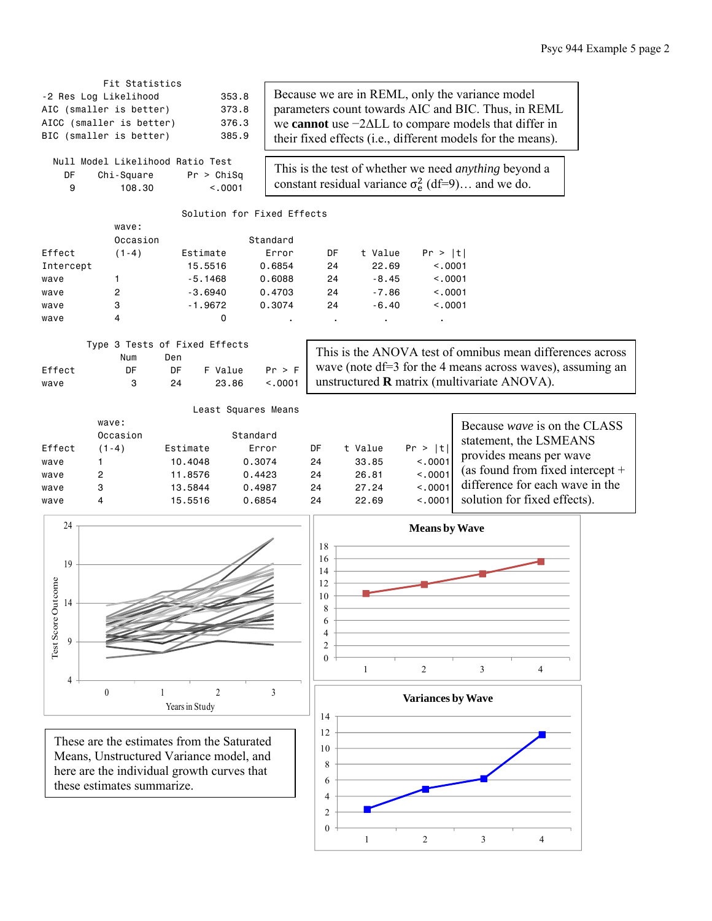**Fit Statistics**

| | |
|---|---|
| -2 Res Log Likelihood | 353.8 |
| AIC (smaller is better) | 373.8 |
| AICC (smaller is better) | 376.3 |
| BIC (smaller is better) | 385.9 |

Because we are in REML, only the variance model parameters count towards AIC and BIC. Thus, in REML we **cannot** use $-2\Delta LL$ to compare models that differ in their fixed effects (i.e., different models for the means).

**Null Model Likelihood Ratio Test**

| DF | Chi-Square | Pr > ChiSq |
|---|---|---|
| 9 | 108.30 | <.0001 |

This is the test of whether we need *anything* beyond a constant residual variance $\sigma_e^2$ (df=9)… and we do.

**Solution for Fixed Effects**

| Effect | wave: Occasion (1-4) | Estimate | Standard Error | DF | t Value | Pr > \|t\| |
|---|---|---|---|---|---|---|
| Intercept | | 15.5516 | 0.6854 | 24 | 22.69 | <.0001 |
| wave | 1 | -5.1468 | 0.6088 | 24 | -8.45 | <.0001 |
| wave | 2 | -3.6940 | 0.4703 | 24 | -7.86 | <.0001 |
| wave | 3 | -1.9672 | 0.3074 | 24 | -6.40 | <.0001 |
| wave | 4 | 0 | . | . | . | . |

**Type 3 Tests of Fixed Effects**

| Effect | Num DF | Den DF | F Value | Pr > F |
|---|---|---|---|---|
| wave | 3 | 24 | 23.86 | <.0001 |

This is the ANOVA test of omnibus mean differences across wave (note df=3 for the 4 means across waves), assuming an unstructured **R** matrix (multivariate ANOVA).

**Least Squares Means**

| Effect | wave: Occasion (1-4) | Estimate | Standard Error | DF | t Value | Pr > \|t\| |
|---|---|---|---|---|---|---|
| wave | 1 | 10.4048 | 0.3074 | 24 | 33.85 | <.0001 |
| wave | 2 | 11.8576 | 0.4423 | 24 | 26.81 | <.0001 |
| wave | 3 | 13.5844 | 0.4987 | 24 | 27.24 | <.0001 |
| wave | 4 | 15.5516 | 0.6854 | 24 | 22.69 | <.0001 |

Because *wave* is on the CLASS statement, the LSMEANS provides means per wave (as found from fixed intercept + difference for each wave in the solution for fixed effects).

These are the estimates from the Saturated Means, Unstructured Variance model, and here are the individual growth curves that these estimates summarize.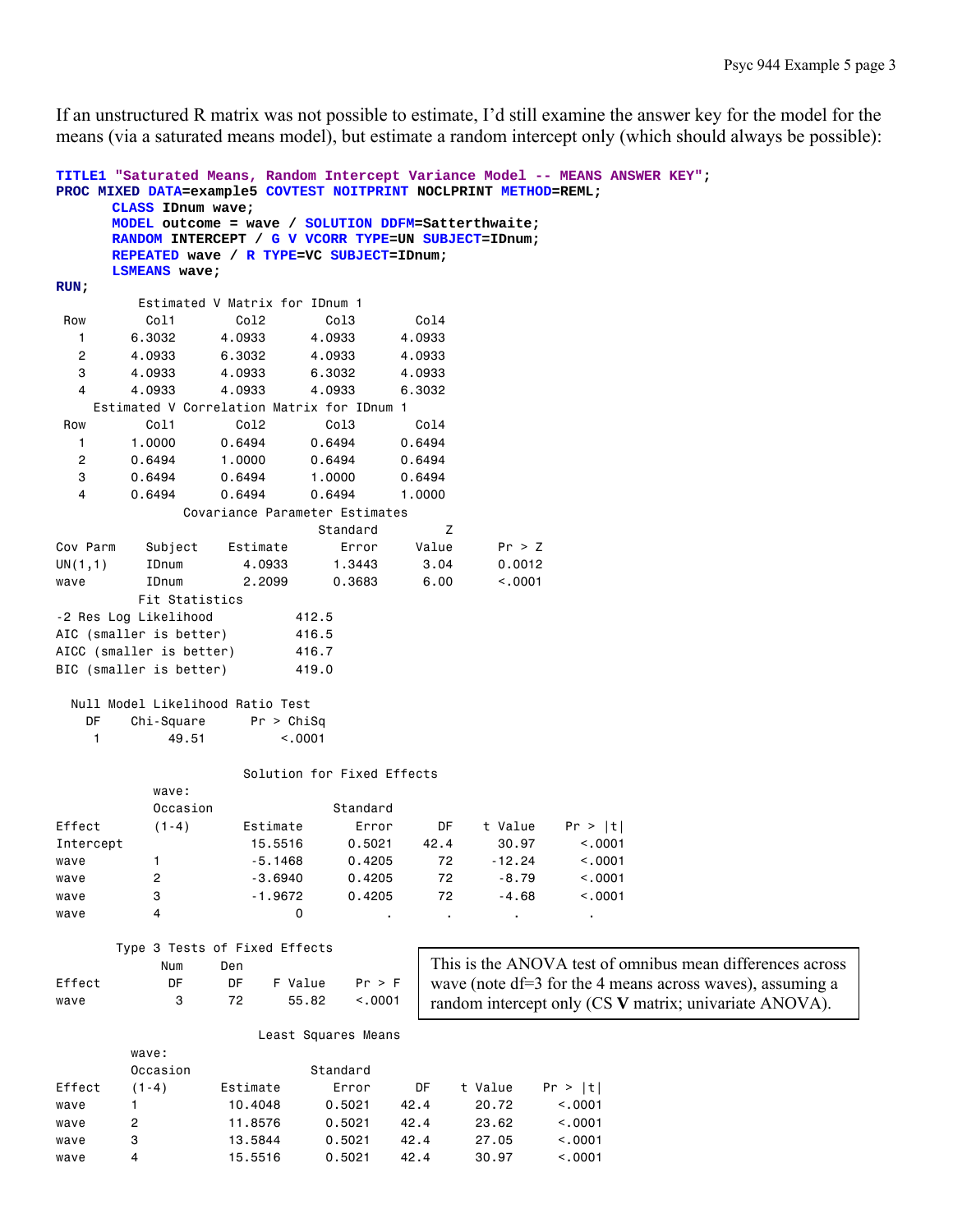If an unstructured R matrix was not possible to estimate, I'd still examine the answer key for the model for the means (via a saturated means model), but estimate a random intercept only (which should always be possible):

```
TITLE1 "Saturated Means, Random Intercept Variance Model -- MEANS ANSWER KEY";
PROC MIXED DATA=example5 COVTEST NOITPRINT NOCLPRINT METHOD=REML;
      CLASS IDnum wave;
      MODEL outcome = wave / SOLUTION DDFM=Satterthwaite;
      RANDOM INTERCEPT / G V VCORR TYPE=UN SUBJECT=IDnum;
      REPEATED wave / R TYPE=VC SUBJECT=IDnum;
      LSMEANS wave;
RUN;
```

Estimated V Matrix for IDnum 1

| Row | Col1 | Col2 | Col3 | Col4 |
|---|---|---|---|---|
| 1 | 6.3032 | 4.0933 | 4.0933 | 4.0933 |
| 2 | 4.0933 | 6.3032 | 4.0933 | 4.0933 |
| 3 | 4.0933 | 4.0933 | 6.3032 | 4.0933 |
| 4 | 4.0933 | 4.0933 | 4.0933 | 6.3032 |

Estimated V Correlation Matrix for IDnum 1

| Row | Col1 | Col2 | Col3 | Col4 |
|---|---|---|---|---|
| 1 | 1.0000 | 0.6494 | 0.6494 | 0.6494 |
| 2 | 0.6494 | 1.0000 | 0.6494 | 0.6494 |
| 3 | 0.6494 | 0.6494 | 1.0000 | 0.6494 |
| 4 | 0.6494 | 0.6494 | 0.6494 | 1.0000 |

Covariance Parameter Estimates

| Cov Parm | Subject | Estimate | Standard Error | Z Value | Pr > Z |
|---|---|---|---|---|---|
| UN(1,1) | IDnum | 4.0933 | 1.3443 | 3.04 | 0.0012 |
| wave | IDnum | 2.2099 | 0.3683 | 6.00 | <.0001 |

Fit Statistics

| | |
|---|---|
| -2 Res Log Likelihood | 412.5 |
| AIC (smaller is better) | 416.5 |
| AICC (smaller is better) | 416.7 |
| BIC (smaller is better) | 419.0 |

Null Model Likelihood Ratio Test

| DF | Chi-Square | Pr > ChiSq |
|---|---|---|
| 1 | 49.51 | <.0001 |

Solution for Fixed Effects

| Effect | wave: Occasion (1-4) | Estimate | Standard Error | DF | t Value | Pr > \|t\| |
|---|---|---|---|---|---|---|
| Intercept | | 15.5516 | 0.5021 | 42.4 | 30.97 | <.0001 |
| wave | 1 | -5.1468 | 0.4205 | 72 | -12.24 | <.0001 |
| wave | 2 | -3.6940 | 0.4205 | 72 | -8.79 | <.0001 |
| wave | 3 | -1.9672 | 0.4205 | 72 | -4.68 | <.0001 |
| wave | 4 | 0 | . | . | . | . |

Type 3 Tests of Fixed Effects

| Effect | Num DF | Den DF | F Value | Pr > F |
|---|---|---|---|---|
| wave | 3 | 72 | 55.82 | <.0001 |

This is the ANOVA test of omnibus mean differences across wave (note df=3 for the 4 means across waves), assuming a random intercept only (CS **V** matrix; univariate ANOVA).

Least Squares Means

| Effect | wave: Occasion (1-4) | Estimate | Standard Error | DF | t Value | Pr > \|t\| |
|---|---|---|---|---|---|---|
| wave | 1 | 10.4048 | 0.5021 | 42.4 | 20.72 | <.0001 |
| wave | 2 | 11.8576 | 0.5021 | 42.4 | 23.62 | <.0001 |
| wave | 3 | 13.5844 | 0.5021 | 42.4 | 27.05 | <.0001 |
| wave | 4 | 15.5516 | 0.5021 | 42.4 | 30.97 | <.0001 |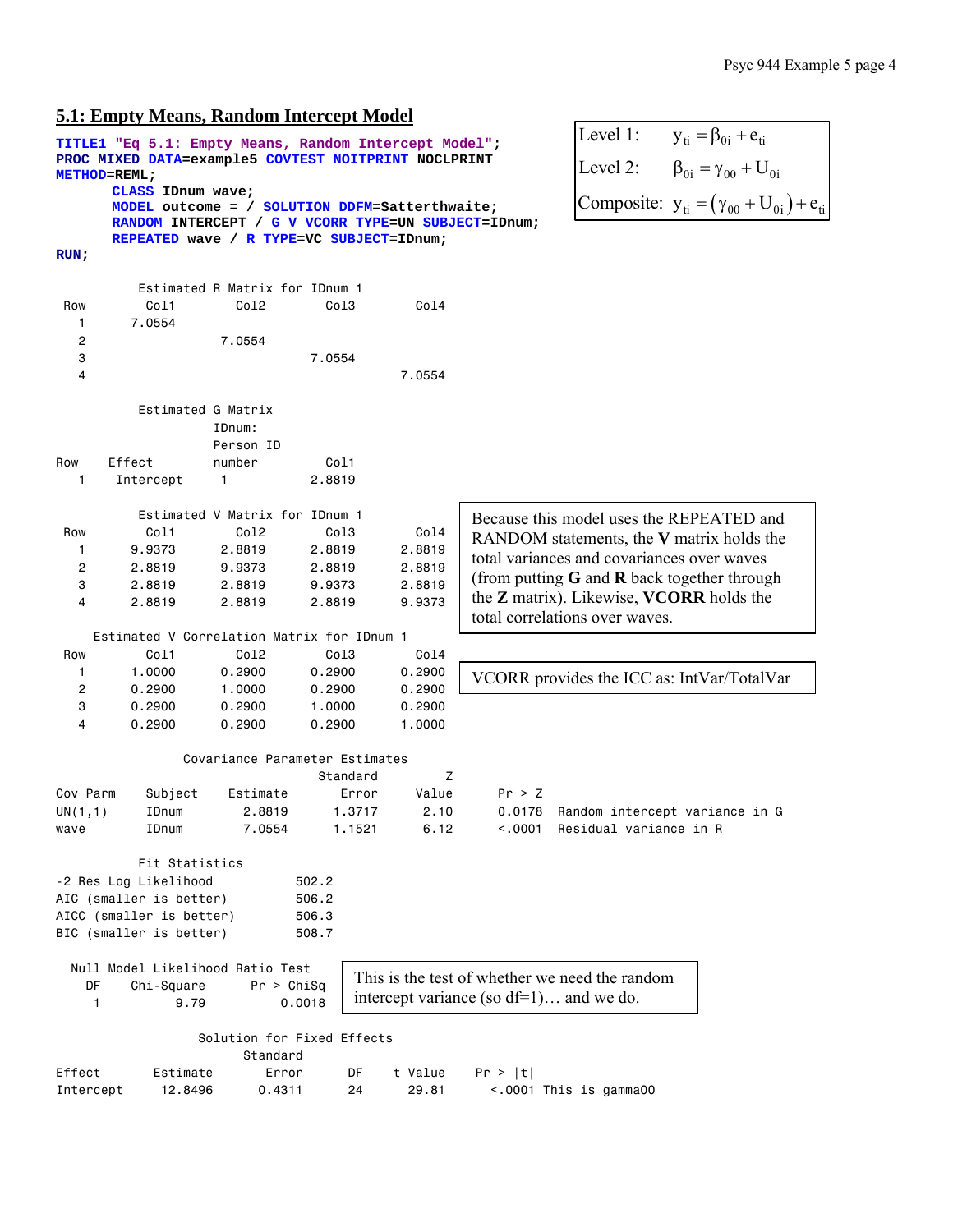## 5.1: Empty Means, Random Intercept Model

```
TITLE1 "Eq 5.1: Empty Means, Random Intercept Model";
PROC MIXED DATA=example5 COVTEST NOITPRINT NOCLPRINT
METHOD=REML;
      CLASS IDnum wave;
      MODEL outcome = / SOLUTION DDFM=Satterthwaite;
      RANDOM INTERCEPT / G V VCORR TYPE=UN SUBJECT=IDnum;
      REPEATED wave / R TYPE=VC SUBJECT=IDnum;
RUN;
```

Level 1: $y_{ti} = \beta_{0i} + e_{ti}$

Level 2: $\beta_{0i} = \gamma_{00} + U_{0i}$

Composite: $y_{ti} = (\gamma_{00} + U_{0i}) + e_{ti}$

Estimated R Matrix for IDnum 1

| Row | Col1 | Col2 | Col3 | Col4 |
|---|---|---|---|---|
| 1 | 7.0554 | | | |
| 2 | | 7.0554 | | |
| 3 | | | 7.0554 | |
| 4 | | | | 7.0554 |

Estimated G Matrix

| Row | Effect | IDnum: Person ID number | Col1 |
|---|---|---|---|
| 1 | Intercept | 1 | 2.8819 |

Estimated V Matrix for IDnum 1

| Row | Col1 | Col2 | Col3 | Col4 |
|---|---|---|---|---|
| 1 | 9.9373 | 2.8819 | 2.8819 | 2.8819 |
| 2 | 2.8819 | 9.9373 | 2.8819 | 2.8819 |
| 3 | 2.8819 | 2.8819 | 9.9373 | 2.8819 |
| 4 | 2.8819 | 2.8819 | 2.8819 | 9.9373 |

Because this model uses the REPEATED and RANDOM statements, the **V** matrix holds the total variances and covariances over waves (from putting **G** and **R** back together through the **Z** matrix). Likewise, **VCORR** holds the total correlations over waves.

Estimated V Correlation Matrix for IDnum 1

| Row | Col1 | Col2 | Col3 | Col4 |
|---|---|---|---|---|
| 1 | 1.0000 | 0.2900 | 0.2900 | 0.2900 |
| 2 | 0.2900 | 1.0000 | 0.2900 | 0.2900 |
| 3 | 0.2900 | 0.2900 | 1.0000 | 0.2900 |
| 4 | 0.2900 | 0.2900 | 0.2900 | 1.0000 |

VCORR provides the ICC as: IntVar/TotalVar

Covariance Parameter Estimates

| Cov Parm | Subject | Estimate | Standard Error | Z Value | Pr > Z | |
|---|---|---|---|---|---|---|
| UN(1,1) | IDnum | 2.8819 | 1.3717 | 2.10 | 0.0178 | Random intercept variance in G |
| wave | IDnum | 7.0554 | 1.1521 | 6.12 | <.0001 | Residual variance in R |

Fit Statistics

| | |
|---|---|
| -2 Res Log Likelihood | 502.2 |
| AIC (smaller is better) | 506.2 |
| AICC (smaller is better) | 506.3 |
| BIC (smaller is better) | 508.7 |

Null Model Likelihood Ratio Test

| DF | Chi-Square | Pr > ChiSq |
|---|---|---|
| 1 | 9.79 | 0.0018 |

This is the test of whether we need the random intercept variance (so df=1)… and we do.

Solution for Fixed Effects

| Effect | Estimate | Standard Error | DF | t Value | Pr > \|t\| | |
|---|---|---|---|---|---|---|
| Intercept | 12.8496 | 0.4311 | 24 | 29.81 | <.0001 | This is gamma00 |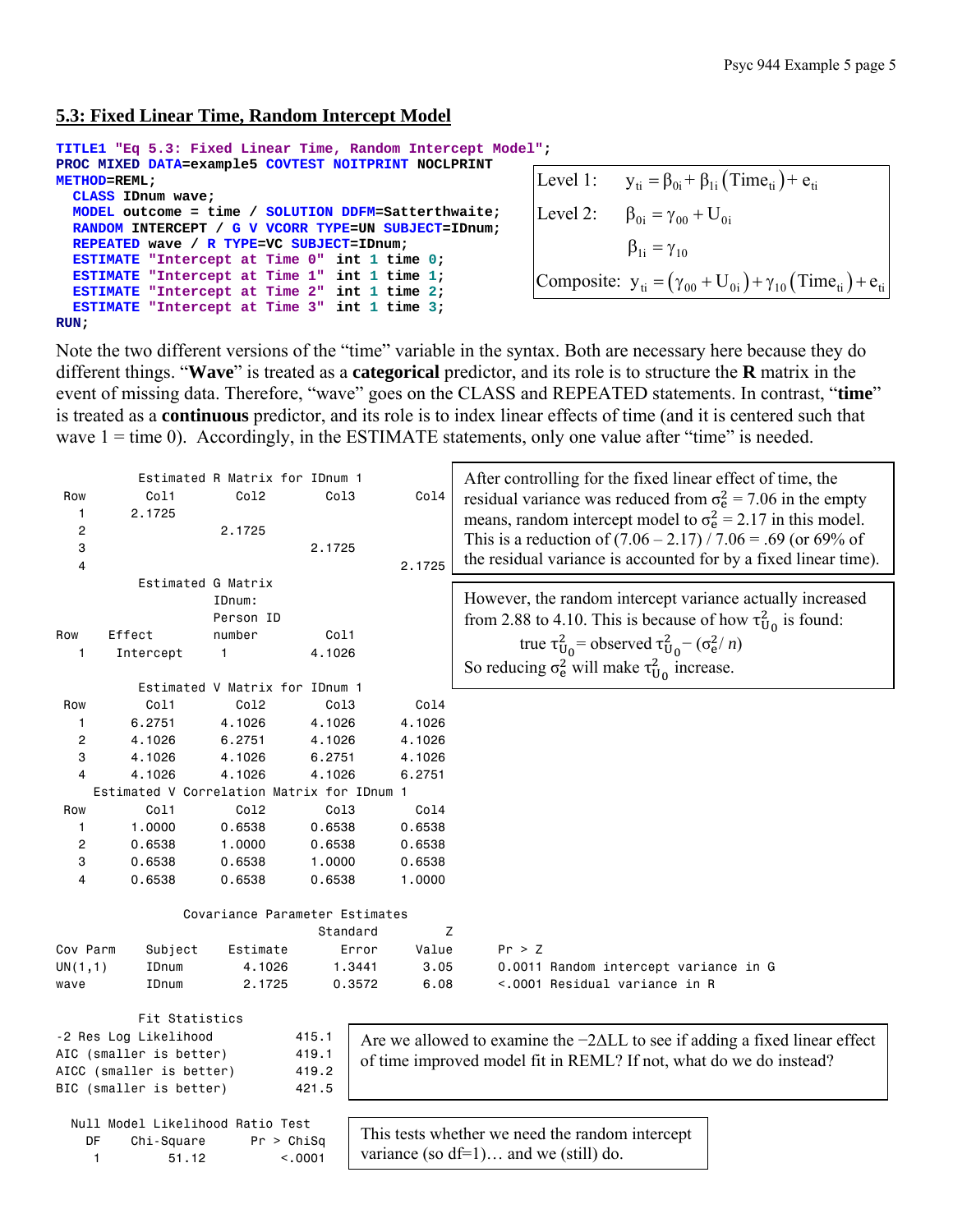## 5.3: Fixed Linear Time, Random Intercept Model

```
TITLE1 "Eq 5.3: Fixed Linear Time, Random Intercept Model";
PROC MIXED DATA=example5 COVTEST NOITPRINT NOCLPRINT
METHOD=REML;
  CLASS IDnum wave;
  MODEL outcome = time / SOLUTION DDFM=Satterthwaite;
  RANDOM INTERCEPT / G V VCORR TYPE=UN SUBJECT=IDnum;
  REPEATED wave / R TYPE=VC SUBJECT=IDnum;
  ESTIMATE "Intercept at Time 0"  int 1 time 0;
  ESTIMATE "Intercept at Time 1"  int 1 time 1;
  ESTIMATE "Intercept at Time 2"  int 1 time 2;
  ESTIMATE "Intercept at Time 3"  int 1 time 3;
RUN;
```

Level 1: $y_{ti} = \beta_{0i} + \beta_{1i}\left(\text{Time}_{ti}\right) + e_{ti}$

Level 2: $\beta_{0i} = \gamma_{00} + U_{0i}$

$\beta_{1i} = \gamma_{10}$

Composite: $y_{ti} = \left(\gamma_{00} + U_{0i}\right) + \gamma_{10}\left(\text{Time}_{ti}\right) + e_{ti}$

Note the two different versions of the "time" variable in the syntax. Both are necessary here because they do different things. "**Wave**" is treated as a **categorical** predictor, and its role is to structure the **R** matrix in the event of missing data. Therefore, "wave" goes on the CLASS and REPEATED statements. In contrast, "**time**" is treated as a **continuous** predictor, and its role is to index linear effects of time (and it is centered such that wave 1 = time 0). Accordingly, in the ESTIMATE statements, only one value after "time" is needed.

```
          Estimated R Matrix for IDnum 1
 Row        Col1        Col2        Col3        Col4
   1      2.1725
   2                  2.1725
   3                              2.1725
   4                                          2.1725

          Estimated G Matrix
                        IDnum:
                        Person ID
Row     Effect          number        Col1
  1      Intercept        1          4.1026

          Estimated V Matrix for IDnum 1
 Row        Col1        Col2        Col3        Col4
   1      6.2751      4.1026      4.1026      4.1026
   2      4.1026      6.2751      4.1026      4.1026
   3      4.1026      4.1026      6.2751      4.1026
   4      4.1026      4.1026      4.1026      6.2751

     Estimated V Correlation Matrix for IDnum 1
 Row        Col1        Col2        Col3        Col4
   1      1.0000      0.6538      0.6538      0.6538
   2      0.6538      1.0000      0.6538      0.6538
   3      0.6538      0.6538      1.0000      0.6538
   4      0.6538      0.6538      0.6538      1.0000
```

After controlling for the fixed linear effect of time, the residual variance was reduced from $\sigma_e^2 = 7.06$ in the empty means, random intercept model to $\sigma_e^2 = 2.17$ in this model. This is a reduction of (7.06 – 2.17) / 7.06 = .69 (or 69% of the residual variance is accounted for by a fixed linear time).

However, the random intercept variance actually increased from 2.88 to 4.10. This is because of how $\tau_{U_0}^2$ is found:

true $\tau_{U_0}^2$ = observed $\tau_{U_0}^2 - (\sigma_e^2/n)$

So reducing $\sigma_e^2$ will make $\tau_{U_0}^2$ increase.

```
                  Covariance Parameter Estimates
                                  Standard         Z
Cov Parm    Subject    Estimate      Error     Value      Pr > Z
UN(1,1)     IDnum        4.1026     1.3441      3.05      0.0011 Random intercept variance in G
wave        IDnum        2.1725     0.3572      6.08      <.0001 Residual variance in R

          Fit Statistics
-2 Res Log Likelihood           415.1
AIC (smaller is better)         419.1
AICC (smaller is better)        419.2
BIC (smaller is better)         421.5
```

Are we allowed to examine the −2ΔLL to see if adding a fixed linear effect of time improved model fit in REML? If not, what do we do instead?

```
  Null Model Likelihood Ratio Test
    DF     Chi-Square      Pr > ChiSq
     1          51.12          <.0001
```

This tests whether we need the random intercept variance (so df=1)… and we (still) do.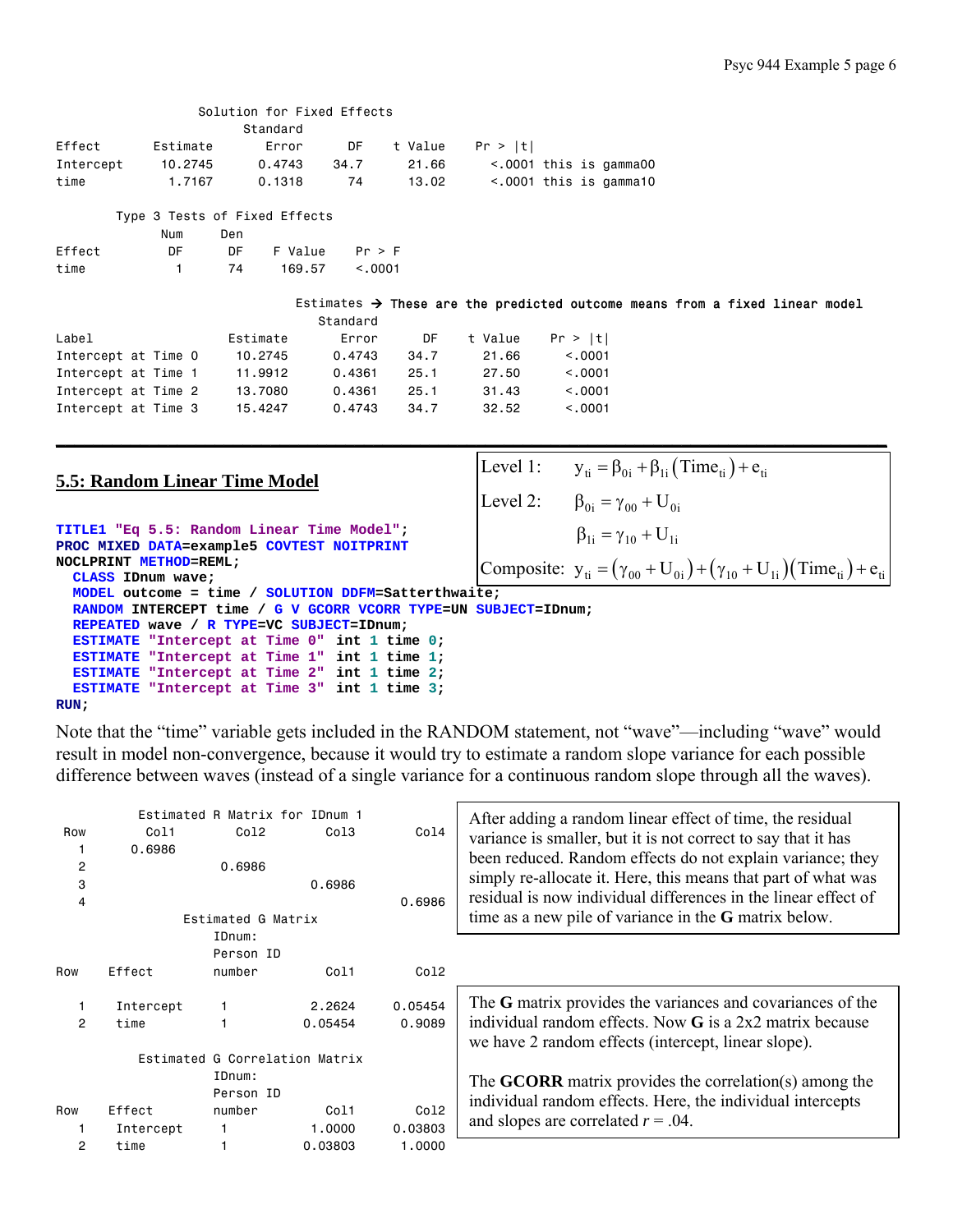Solution for Fixed Effects

| Effect | Estimate | Standard Error | DF | t Value | Pr > \|t\| | |
|---|---|---|---|---|---|---|
| Intercept | 10.2745 | 0.4743 | 34.7 | 21.66 | <.0001 | this is gamma00 |
| time | 1.7167 | 0.1318 | 74 | 13.02 | <.0001 | this is gamma10 |

Type 3 Tests of Fixed Effects

| Effect | Num DF | Den DF | F Value | Pr > F |
|---|---|---|---|---|
| time | 1 | 74 | 169.57 | <.0001 |

Estimates → **These are the predicted outcome means from a fixed linear model**

| Label | Estimate | Standard Error | DF | t Value | Pr > \|t\| |
|---|---|---|---|---|---|
| Intercept at Time 0 | 10.2745 | 0.4743 | 34.7 | 21.66 | <.0001 |
| Intercept at Time 1 | 11.9912 | 0.4361 | 25.1 | 27.50 | <.0001 |
| Intercept at Time 2 | 13.7080 | 0.4361 | 25.1 | 31.43 | <.0001 |
| Intercept at Time 3 | 15.4247 | 0.4743 | 34.7 | 32.52 | <.0001 |

---

## 5.5: Random Linear Time Model

Level 1: $y_{ti} = \beta_{0i} + \beta_{1i}(\text{Time}_{ti}) + e_{ti}$

Level 2: $\beta_{0i} = \gamma_{00} + U_{0i}$

$\beta_{1i} = \gamma_{10} + U_{1i}$

Composite: $y_{ti} = (\gamma_{00} + U_{0i}) + (\gamma_{10} + U_{1i})(\text{Time}_{ti}) + e_{ti}$

```
TITLE1 "Eq 5.5: Random Linear Time Model";
PROC MIXED DATA=example5 COVTEST NOITPRINT
NOCLPRINT METHOD=REML;
  CLASS IDnum wave;
  MODEL outcome = time / SOLUTION DDFM=Satterthwaite;
  RANDOM INTERCEPT time / G V GCORR VCORR TYPE=UN SUBJECT=IDnum;
  REPEATED wave / R TYPE=VC SUBJECT=IDnum;
  ESTIMATE "Intercept at Time 0"  int 1 time 0;
  ESTIMATE "Intercept at Time 1"  int 1 time 1;
  ESTIMATE "Intercept at Time 2"  int 1 time 2;
  ESTIMATE "Intercept at Time 3"  int 1 time 3;
RUN;
```

Note that the "time" variable gets included in the RANDOM statement, not "wave"—including "wave" would result in model non-convergence, because it would try to estimate a random slope variance for each possible difference between waves (instead of a single variance for a continuous random slope through all the waves).

Estimated R Matrix for IDnum 1

| Row | Col1 | Col2 | Col3 | Col4 |
|---|---|---|---|---|
| 1 | 0.6986 | | | |
| 2 | | 0.6986 | | |
| 3 | | | 0.6986 | |
| 4 | | | | 0.6986 |

After adding a random linear effect of time, the residual variance is smaller, but it is not correct to say that it has been reduced. Random effects do not explain variance; they simply re-allocate it. Here, this means that part of what was residual is now individual differences in the linear effect of time as a new pile of variance in the **G** matrix below.

Estimated G Matrix

| Row | Effect | IDnum: Person ID number | Col1 | Col2 |
|---|---|---|---|---|
| 1 | Intercept | 1 | 2.2624 | 0.05454 |
| 2 | time | 1 | 0.05454 | 0.9089 |

The **G** matrix provides the variances and covariances of the individual random effects. Now **G** is a 2x2 matrix because we have 2 random effects (intercept, linear slope).

Estimated G Correlation Matrix

| Row | Effect | IDnum: Person ID number | Col1 | Col2 |
|---|---|---|---|---|
| 1 | Intercept | 1 | 1.0000 | 0.03803 |
| 2 | time | 1 | 0.03803 | 1.0000 |

The **GCORR** matrix provides the correlation(s) among the individual random effects. Here, the individual intercepts and slopes are correlated *r* = .04.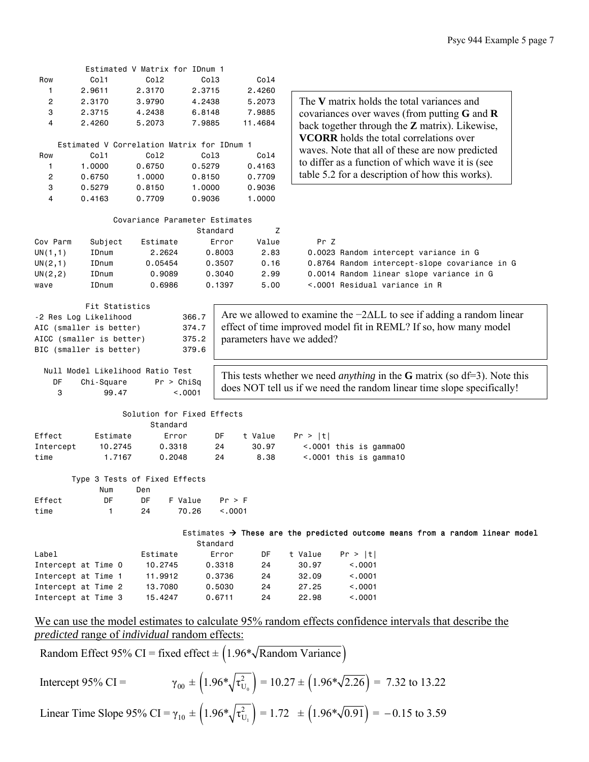Estimated V Matrix for IDnum 1

| Row | Col1 | Col2 | Col3 | Col4 |
|---|---|---|---|---|
| 1 | 2.9611 | 2.3170 | 2.3715 | 2.4260 |
| 2 | 2.3170 | 3.9790 | 4.2438 | 5.2073 |
| 3 | 2.3715 | 4.2438 | 6.8148 | 7.9885 |
| 4 | 2.4260 | 5.2073 | 7.9885 | 11.4684 |

Estimated V Correlation Matrix for IDnum 1

| Row | Col1 | Col2 | Col3 | Col4 |
|---|---|---|---|---|
| 1 | 1.0000 | 0.6750 | 0.5279 | 0.4163 |
| 2 | 0.6750 | 1.0000 | 0.8150 | 0.7709 |
| 3 | 0.5279 | 0.8150 | 1.0000 | 0.9036 |
| 4 | 0.4163 | 0.7709 | 0.9036 | 1.0000 |

The **V** matrix holds the total variances and covariances over waves (from putting **G** and **R** back together through the **Z** matrix). Likewise, **VCORR** holds the total correlations over waves. Note that all of these are now predicted to differ as a function of which wave it is (see table 5.2 for a description of how this works).

Covariance Parameter Estimates

| Cov Parm | Subject | Estimate | Standard Error | Z Value | Pr Z | |
|---|---|---|---|---|---|---|
| UN(1,1) | IDnum | 2.2624 | 0.8003 | 2.83 | 0.0023 | Random intercept variance in G |
| UN(2,1) | IDnum | 0.05454 | 0.3507 | 0.16 | 0.8764 | Random intercept-slope covariance in G |
| UN(2,2) | IDnum | 0.9089 | 0.3040 | 2.99 | 0.0014 | Random linear slope variance in G |
| wave | IDnum | 0.6986 | 0.1397 | 5.00 | <.0001 | Residual variance in R |

Fit Statistics

| | |
|---|---|
| -2 Res Log Likelihood | 366.7 |
| AIC (smaller is better) | 374.7 |
| AICC (smaller is better) | 375.2 |
| BIC (smaller is better) | 379.6 |

Are we allowed to examine the $-2\Delta LL$ to see if adding a random linear effect of time improved model fit in REML? If so, how many model parameters have we added?

Null Model Likelihood Ratio Test

| DF | Chi-Square | Pr > ChiSq |
|---|---|---|
| 3 | 99.47 | <.0001 |

This tests whether we need *anything* in the **G** matrix (so df=3). Note this does NOT tell us if we need the random linear time slope specifically!

Solution for Fixed Effects

| Effect | Estimate | Standard Error | DF | t Value | Pr > \|t\| | |
|---|---|---|---|---|---|---|
| Intercept | 10.2745 | 0.3318 | 24 | 30.97 | <.0001 | this is gamma00 |
| time | 1.7167 | 0.2048 | 24 | 8.38 | <.0001 | this is gamma10 |

Type 3 Tests of Fixed Effects

| Effect | Num DF | Den DF | F Value | Pr > F |
|---|---|---|---|---|
| time | 1 | 24 | 70.26 | <.0001 |

Estimates → **These are the predicted outcome means from a random linear model**

| Label | Estimate | Standard Error | DF | t Value | Pr > \|t\| |
|---|---|---|---|---|---|
| Intercept at Time 0 | 10.2745 | 0.3318 | 24 | 30.97 | <.0001 |
| Intercept at Time 1 | 11.9912 | 0.3736 | 24 | 32.09 | <.0001 |
| Intercept at Time 2 | 13.7080 | 0.5030 | 24 | 27.25 | <.0001 |
| Intercept at Time 3 | 15.4247 | 0.6711 | 24 | 22.98 | <.0001 |

We can use the model estimates to calculate 95% random effects confidence intervals that describe the *predicted* range of *individual* random effects:

Random Effect 95% CI = fixed effect $\pm \left(1.96*\sqrt{\text{Random Variance}}\right)$

Intercept 95% CI = $\gamma_{00} \pm \left(1.96*\sqrt{\tau^2_{U_0}}\right) = 10.27 \pm \left(1.96*\sqrt{2.26}\right) = 7.32 \text{ to } 13.22$

Linear Time Slope 95% CI = $\gamma_{10} \pm \left(1.96*\sqrt{\tau^2_{U_1}}\right) = 1.72 \pm \left(1.96*\sqrt{0.91}\right) = -0.15 \text{ to } 3.59$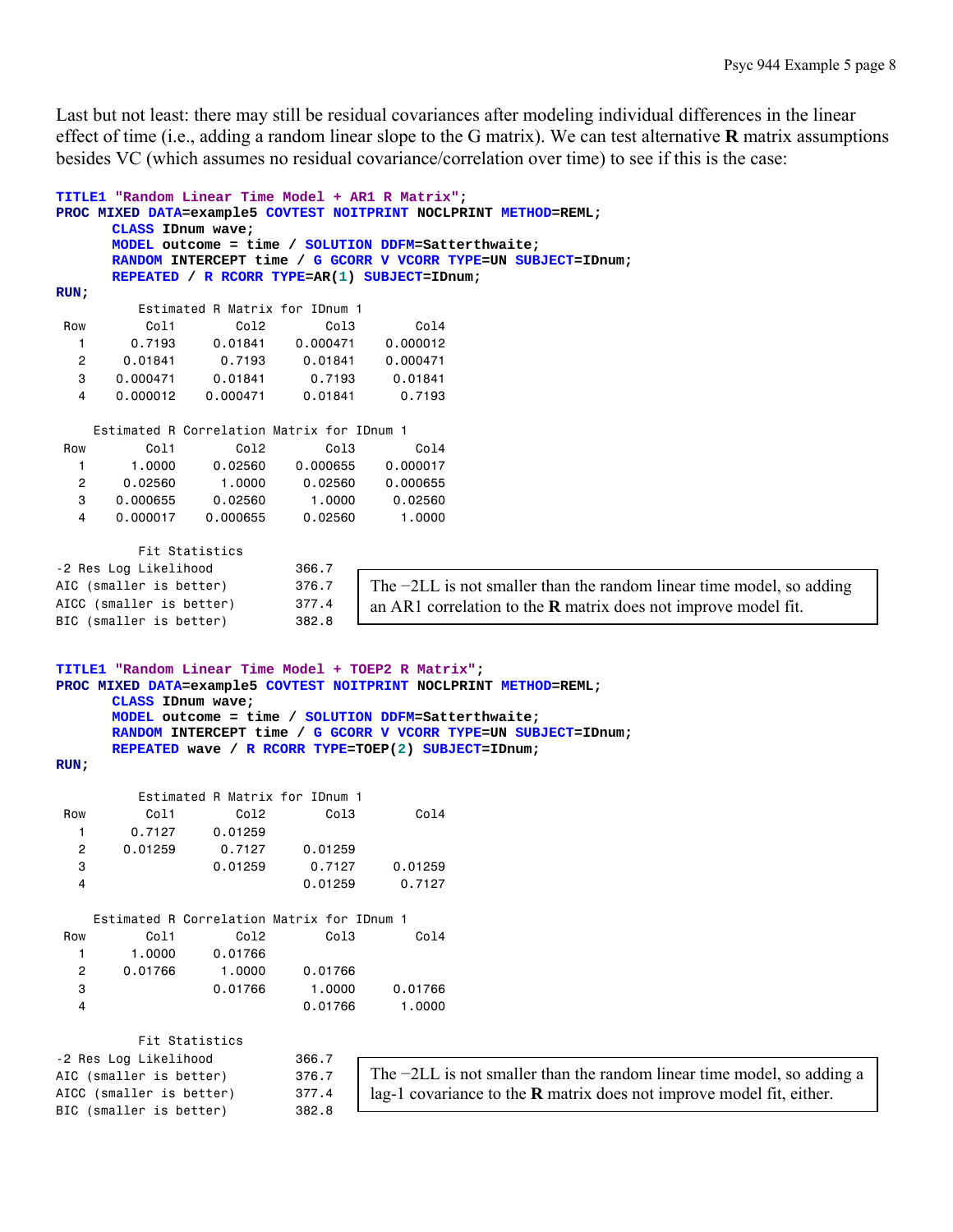Last but not least: there may still be residual covariances after modeling individual differences in the linear effect of time (i.e., adding a random linear slope to the G matrix). We can test alternative **R** matrix assumptions besides VC (which assumes no residual covariance/correlation over time) to see if this is the case:

```
TITLE1 "Random Linear Time Model + AR1 R Matrix";
PROC MIXED DATA=example5 COVTEST NOITPRINT NOCLPRINT METHOD=REML;
      CLASS IDnum wave;
      MODEL outcome = time / SOLUTION DDFM=Satterthwaite;
      RANDOM INTERCEPT time / G GCORR V VCORR TYPE=UN SUBJECT=IDnum;
      REPEATED / R RCORR TYPE=AR(1) SUBJECT=IDnum;
RUN;
```

Estimated R Matrix for IDnum 1

| Row | Col1 | Col2 | Col3 | Col4 |
|---|---|---|---|---|
| 1 | 0.7193 | 0.01841 | 0.000471 | 0.000012 |
| 2 | 0.01841 | 0.7193 | 0.01841 | 0.000471 |
| 3 | 0.000471 | 0.01841 | 0.7193 | 0.01841 |
| 4 | 0.000012 | 0.000471 | 0.01841 | 0.7193 |

Estimated R Correlation Matrix for IDnum 1

| Row | Col1 | Col2 | Col3 | Col4 |
|---|---|---|---|---|
| 1 | 1.0000 | 0.02560 | 0.000655 | 0.000017 |
| 2 | 0.02560 | 1.0000 | 0.02560 | 0.000655 |
| 3 | 0.000655 | 0.02560 | 1.0000 | 0.02560 |
| 4 | 0.000017 | 0.000655 | 0.02560 | 1.0000 |

Fit Statistics

| | |
|---|---|
| -2 Res Log Likelihood | 366.7 |
| AIC (smaller is better) | 376.7 |
| AICC (smaller is better) | 377.4 |
| BIC (smaller is better) | 382.8 |

The −2LL is not smaller than the random linear time model, so adding an AR1 correlation to the **R** matrix does not improve model fit.

```
TITLE1 "Random Linear Time Model + TOEP2 R Matrix";
PROC MIXED DATA=example5 COVTEST NOITPRINT NOCLPRINT METHOD=REML;
      CLASS IDnum wave;
      MODEL outcome = time / SOLUTION DDFM=Satterthwaite;
      RANDOM INTERCEPT time / G GCORR V VCORR TYPE=UN SUBJECT=IDnum;
      REPEATED wave / R RCORR TYPE=TOEP(2) SUBJECT=IDnum;
RUN;
```

Estimated R Matrix for IDnum 1

| Row | Col1 | Col2 | Col3 | Col4 |
|---|---|---|---|---|
| 1 | 0.7127 | 0.01259 | | |
| 2 | 0.01259 | 0.7127 | 0.01259 | |
| 3 | | 0.01259 | 0.7127 | 0.01259 |
| 4 | | | 0.01259 | 0.7127 |

Estimated R Correlation Matrix for IDnum 1

| Row | Col1 | Col2 | Col3 | Col4 |
|---|---|---|---|---|
| 1 | 1.0000 | 0.01766 | | |
| 2 | 0.01766 | 1.0000 | 0.01766 | |
| 3 | | 0.01766 | 1.0000 | 0.01766 |
| 4 | | | 0.01766 | 1.0000 |

Fit Statistics

| | |
|---|---|
| -2 Res Log Likelihood | 366.7 |
| AIC (smaller is better) | 376.7 |
| AICC (smaller is better) | 377.4 |
| BIC (smaller is better) | 382.8 |

The −2LL is not smaller than the random linear time model, so adding a lag-1 covariance to the **R** matrix does not improve model fit, either.